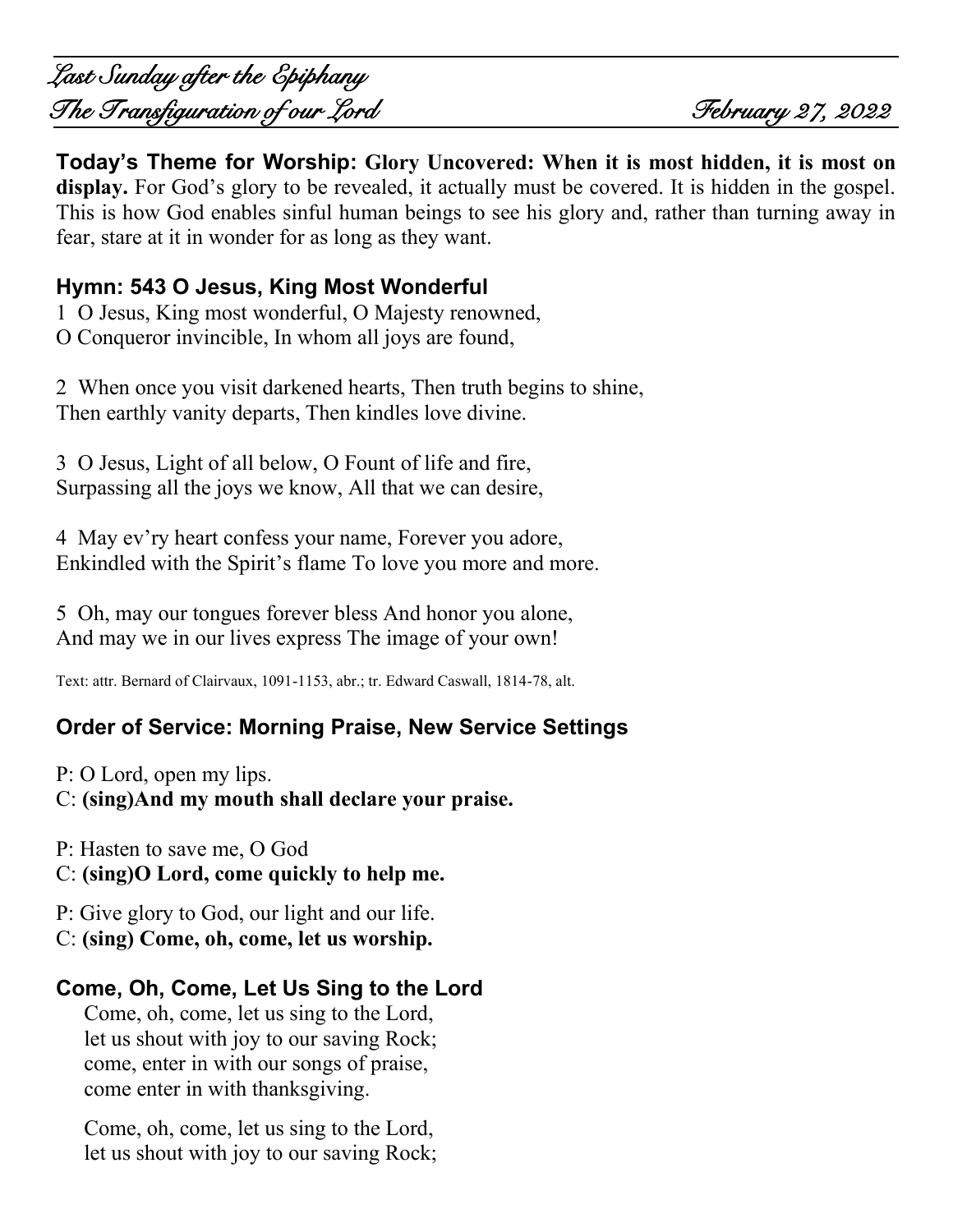*Last Sunday after the Epiphany*
*The Transfiguration of our Lord* *February 27, 2022*

**Today's Theme for Worship: Glory Uncovered: When it is most hidden, it is most on display.** For God's glory to be revealed, it actually must be covered. It is hidden in the gospel. This is how God enables sinful human beings to see his glory and, rather than turning away in fear, stare at it in wonder for as long as they want.

### Hymn: 543 O Jesus, King Most Wonderful

1 O Jesus, King most wonderful, O Majesty renowned,
O Conqueror invincible, In whom all joys are found,

2 When once you visit darkened hearts, Then truth begins to shine,
Then earthly vanity departs, Then kindles love divine.

3 O Jesus, Light of all below, O Fount of life and fire,
Surpassing all the joys we know, All that we can desire,

4 May ev'ry heart confess your name, Forever you adore,
Enkindled with the Spirit's flame To love you more and more.

5 Oh, may our tongues forever bless And honor you alone,
And may we in our lives express The image of your own!

Text: attr. Bernard of Clairvaux, 1091-1153, abr.; tr. Edward Caswall, 1814-78, alt.

### Order of Service: Morning Praise, New Service Settings

P: O Lord, open my lips.
C: **(sing)And my mouth shall declare your praise.**

P: Hasten to save me, O God
C: **(sing)O Lord, come quickly to help me.**

P: Give glory to God, our light and our life.
C: **(sing) Come, oh, come, let us worship.**

### Come, Oh, Come, Let Us Sing to the Lord

Come, oh, come, let us sing to the Lord,
let us shout with joy to our saving Rock;
come, enter in with our songs of praise,
come enter in with thanksgiving.

Come, oh, come, let us sing to the Lord,
let us shout with joy to our saving Rock;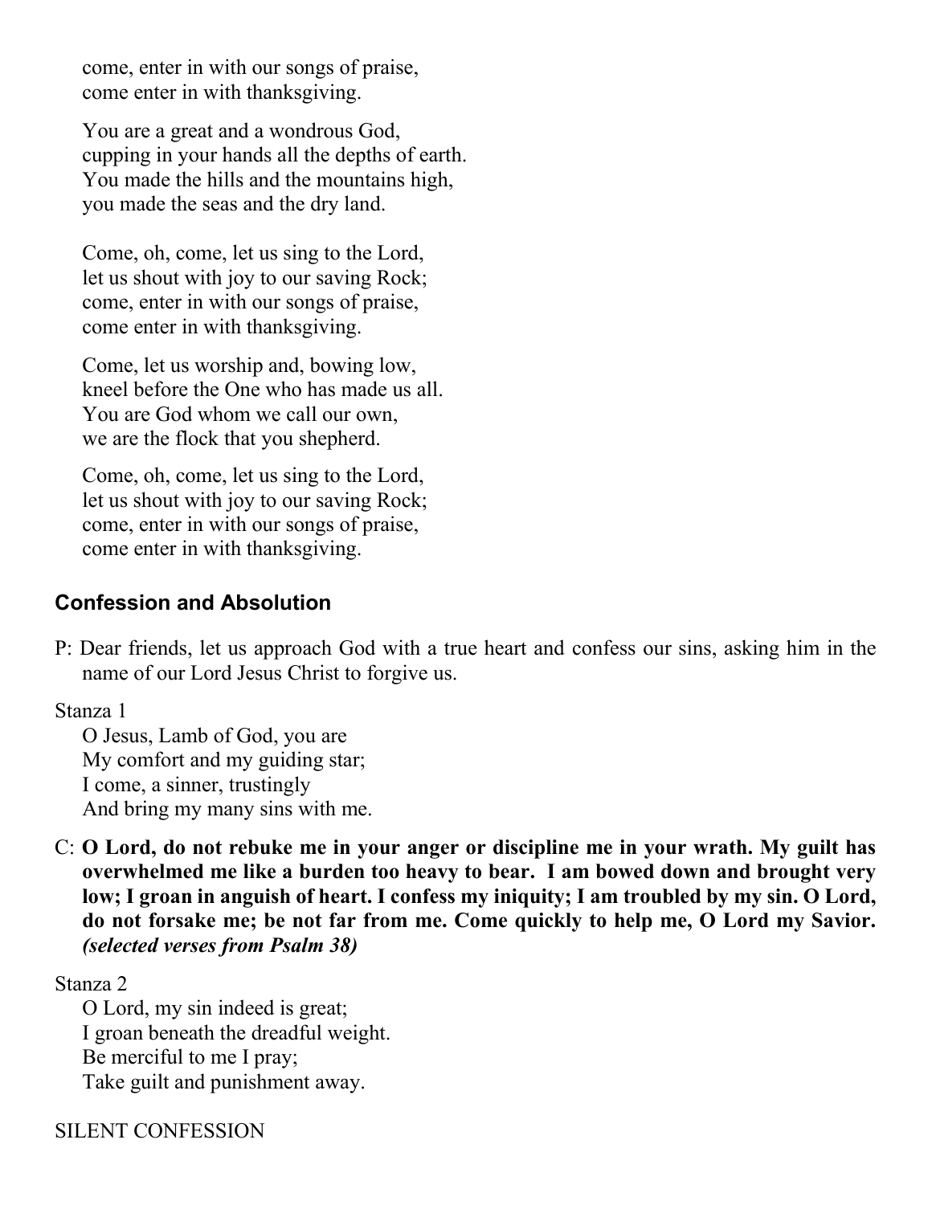come, enter in with our songs of praise,
come enter in with thanksgiving.

You are a great and a wondrous God,
cupping in your hands all the depths of earth.
You made the hills and the mountains high,
you made the seas and the dry land.

Come, oh, come, let us sing to the Lord,
let us shout with joy to our saving Rock;
come, enter in with our songs of praise,
come enter in with thanksgiving.

Come, let us worship and, bowing low,
kneel before the One who has made us all.
You are God whom we call our own,
we are the flock that you shepherd.

Come, oh, come, let us sing to the Lord,
let us shout with joy to our saving Rock;
come, enter in with our songs of praise,
come enter in with thanksgiving.

## Confession and Absolution

P: Dear friends, let us approach God with a true heart and confess our sins, asking him in the name of our Lord Jesus Christ to forgive us.

Stanza 1

O Jesus, Lamb of God, you are
My comfort and my guiding star;
I come, a sinner, trustingly
And bring my many sins with me.

C: **O Lord, do not rebuke me in your anger or discipline me in your wrath. My guilt has overwhelmed me like a burden too heavy to bear. I am bowed down and brought very low; I groan in anguish of heart. I confess my iniquity; I am troubled by my sin. O Lord, do not forsake me; be not far from me. Come quickly to help me, O Lord my Savior.** ***(selected verses from Psalm 38)***

Stanza 2

O Lord, my sin indeed is great;
I groan beneath the dreadful weight.
Be merciful to me I pray;
Take guilt and punishment away.

SILENT CONFESSION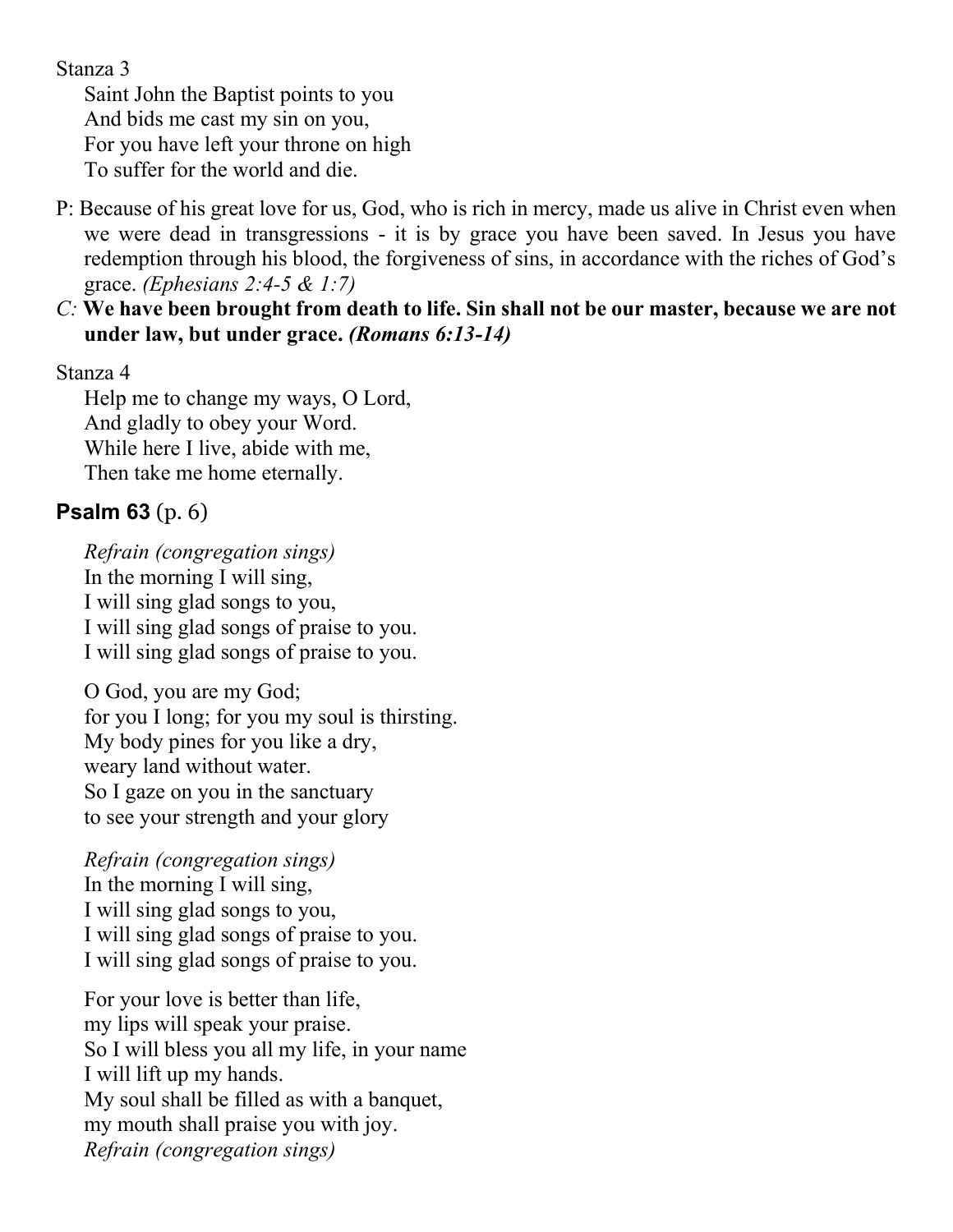Stanza 3

Saint John the Baptist points to you  
And bids me cast my sin on you,  
For you have left your throne on high  
To suffer for the world and die.

P: Because of his great love for us, God, who is rich in mercy, made us alive in Christ even when we were dead in transgressions - it is by grace you have been saved. In Jesus you have redemption through his blood, the forgiveness of sins, in accordance with the riches of God's grace. *(Ephesians 2:4-5 & 1:7)*

*C:* **We have been brought from death to life. Sin shall not be our master, because we are not under law, but under grace.** ***(Romans 6:13-14)***

Stanza 4

Help me to change my ways, O Lord,  
And gladly to obey your Word.  
While here I live, abide with me,  
Then take me home eternally.

### **Psalm 63** (p. 6)

*Refrain (congregation sings)*  
In the morning I will sing,  
I will sing glad songs to you,  
I will sing glad songs of praise to you.  
I will sing glad songs of praise to you.

O God, you are my God;  
for you I long; for you my soul is thirsting.  
My body pines for you like a dry,  
weary land without water.  
So I gaze on you in the sanctuary  
to see your strength and your glory

*Refrain (congregation sings)*  
In the morning I will sing,  
I will sing glad songs to you,  
I will sing glad songs of praise to you.  
I will sing glad songs of praise to you.

For your love is better than life,  
my lips will speak your praise.  
So I will bless you all my life, in your name  
I will lift up my hands.  
My soul shall be filled as with a banquet,  
my mouth shall praise you with joy.  
*Refrain (congregation sings)*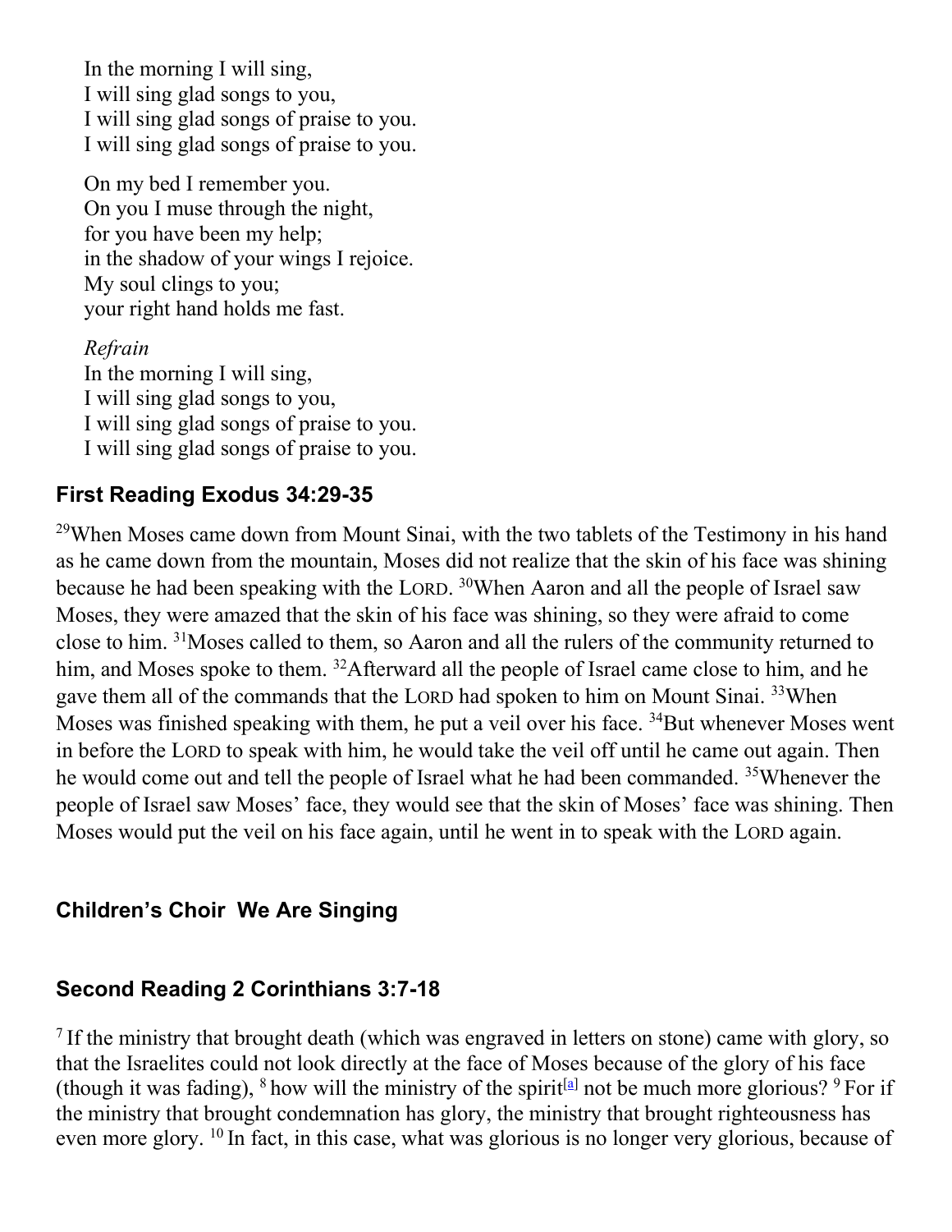In the morning I will sing,
I will sing glad songs to you,
I will sing glad songs of praise to you.
I will sing glad songs of praise to you.

On my bed I remember you.
On you I muse through the night,
for you have been my help;
in the shadow of your wings I rejoice.
My soul clings to you;
your right hand holds me fast.

*Refrain*
In the morning I will sing,
I will sing glad songs to you,
I will sing glad songs of praise to you.
I will sing glad songs of praise to you.

## First Reading Exodus 34:29-35

[29]When Moses came down from Mount Sinai, with the two tablets of the Testimony in his hand as he came down from the mountain, Moses did not realize that the skin of his face was shining because he had been speaking with the LORD. [30]When Aaron and all the people of Israel saw Moses, they were amazed that the skin of his face was shining, so they were afraid to come close to him. [31]Moses called to them, so Aaron and all the rulers of the community returned to him, and Moses spoke to them. [32]Afterward all the people of Israel came close to him, and he gave them all of the commands that the LORD had spoken to him on Mount Sinai. [33]When Moses was finished speaking with them, he put a veil over his face. [34]But whenever Moses went in before the LORD to speak with him, he would take the veil off until he came out again. Then he would come out and tell the people of Israel what he had been commanded. [35]Whenever the people of Israel saw Moses' face, they would see that the skin of Moses' face was shining. Then Moses would put the veil on his face again, until he went in to speak with the LORD again.

## Children's Choir We Are Singing

## Second Reading 2 Corinthians 3:7-18

[7] If the ministry that brought death (which was engraved in letters on stone) came with glory, so that the Israelites could not look directly at the face of Moses because of the glory of his face (though it was fading), [8] how will the ministry of the spirit[a] not be much more glorious? [9] For if the ministry that brought condemnation has glory, the ministry that brought righteousness has even more glory. [10] In fact, in this case, what was glorious is no longer very glorious, because of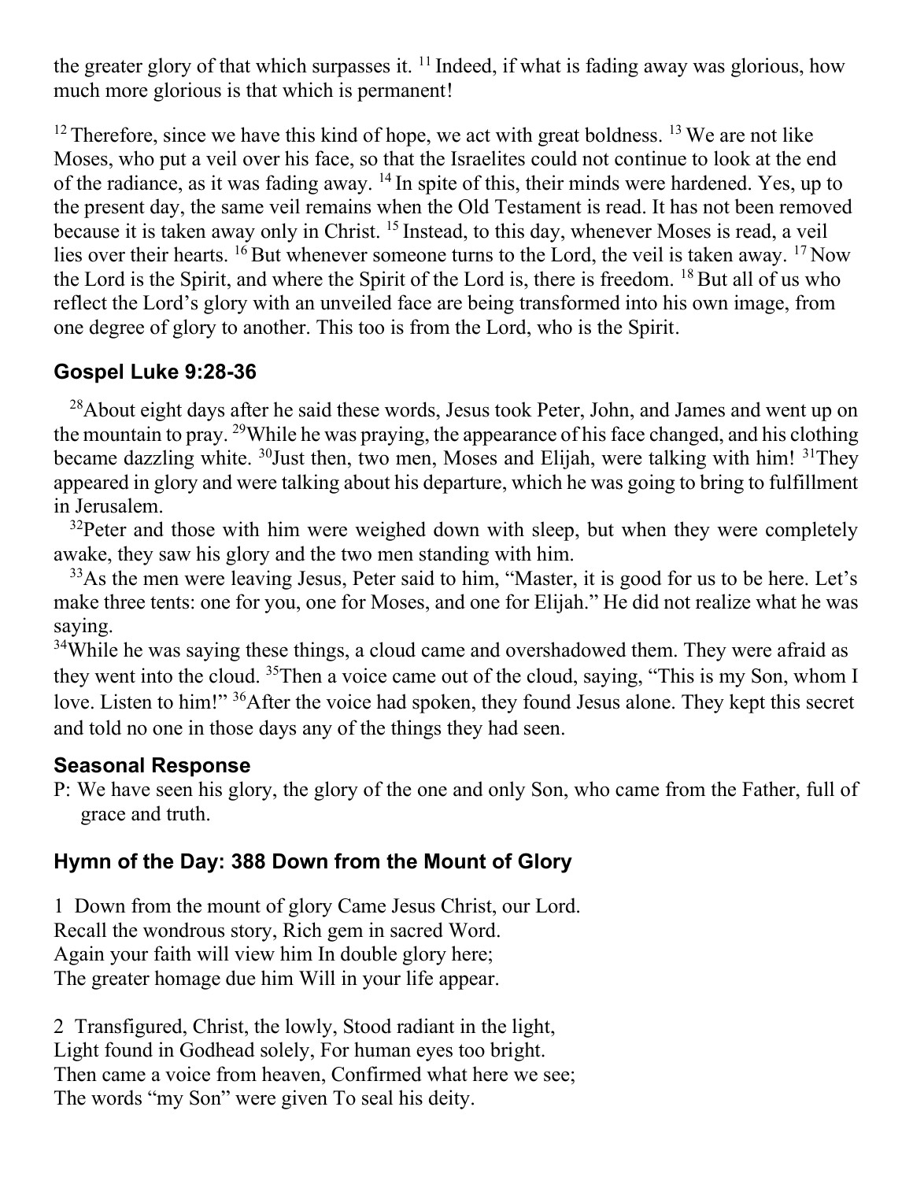the greater glory of that which surpasses it. [11] Indeed, if what is fading away was glorious, how much more glorious is that which is permanent!

[12] Therefore, since we have this kind of hope, we act with great boldness. [13] We are not like Moses, who put a veil over his face, so that the Israelites could not continue to look at the end of the radiance, as it was fading away. [14] In spite of this, their minds were hardened. Yes, up to the present day, the same veil remains when the Old Testament is read. It has not been removed because it is taken away only in Christ. [15] Instead, to this day, whenever Moses is read, a veil lies over their hearts. [16] But whenever someone turns to the Lord, the veil is taken away. [17] Now the Lord is the Spirit, and where the Spirit of the Lord is, there is freedom. [18] But all of us who reflect the Lord's glory with an unveiled face are being transformed into his own image, from one degree of glory to another. This too is from the Lord, who is the Spirit.

## Gospel Luke 9:28-36

[28]About eight days after he said these words, Jesus took Peter, John, and James and went up on the mountain to pray. [29]While he was praying, the appearance of his face changed, and his clothing became dazzling white. [30]Just then, two men, Moses and Elijah, were talking with him! [31]They appeared in glory and were talking about his departure, which he was going to bring to fulfillment in Jerusalem.

[32]Peter and those with him were weighed down with sleep, but when they were completely awake, they saw his glory and the two men standing with him.

[33]As the men were leaving Jesus, Peter said to him, "Master, it is good for us to be here. Let's make three tents: one for you, one for Moses, and one for Elijah." He did not realize what he was saying.

[34]While he was saying these things, a cloud came and overshadowed them. They were afraid as they went into the cloud. [35]Then a voice came out of the cloud, saying, "This is my Son, whom I love. Listen to him!" [36]After the voice had spoken, they found Jesus alone. They kept this secret and told no one in those days any of the things they had seen.

## Seasonal Response

P: We have seen his glory, the glory of the one and only Son, who came from the Father, full of grace and truth.

## Hymn of the Day: 388 Down from the Mount of Glory

1 Down from the mount of glory Came Jesus Christ, our Lord.
Recall the wondrous story, Rich gem in sacred Word.
Again your faith will view him In double glory here;
The greater homage due him Will in your life appear.

2 Transfigured, Christ, the lowly, Stood radiant in the light,
Light found in Godhead solely, For human eyes too bright.
Then came a voice from heaven, Confirmed what here we see;
The words "my Son" were given To seal his deity.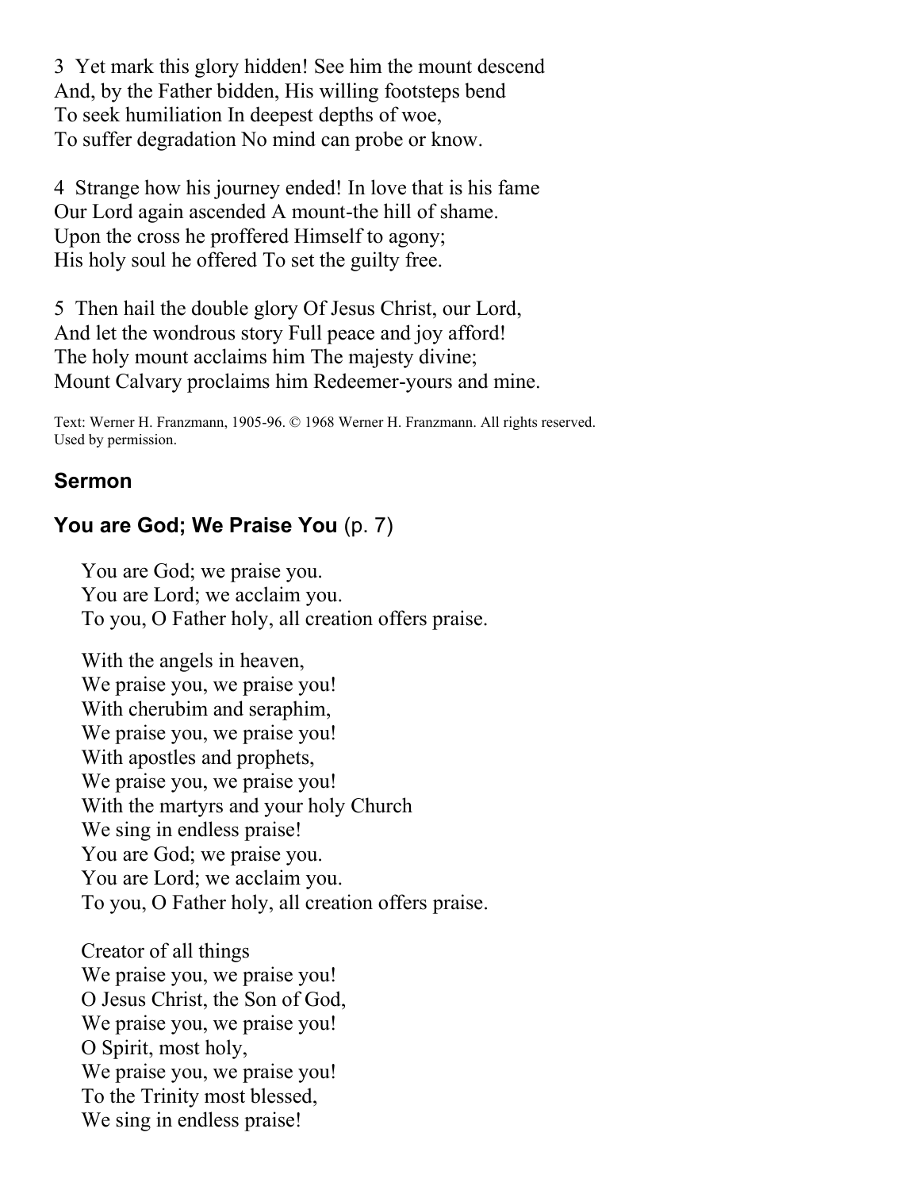3 Yet mark this glory hidden! See him the mount descend
And, by the Father bidden, His willing footsteps bend
To seek humiliation In deepest depths of woe,
To suffer degradation No mind can probe or know.

4 Strange how his journey ended! In love that is his fame
Our Lord again ascended A mount-the hill of shame.
Upon the cross he proffered Himself to agony;
His holy soul he offered To set the guilty free.

5 Then hail the double glory Of Jesus Christ, our Lord,
And let the wondrous story Full peace and joy afford!
The holy mount acclaims him The majesty divine;
Mount Calvary proclaims him Redeemer-yours and mine.

Text: Werner H. Franzmann, 1905-96. © 1968 Werner H. Franzmann. All rights reserved. Used by permission.

### Sermon

### You are God; We Praise You (p. 7)

You are God; we praise you.
You are Lord; we acclaim you.
To you, O Father holy, all creation offers praise.

With the angels in heaven,
We praise you, we praise you!
With cherubim and seraphim,
We praise you, we praise you!
With apostles and prophets,
We praise you, we praise you!
With the martyrs and your holy Church
We sing in endless praise!
You are God; we praise you.
You are Lord; we acclaim you.
To you, O Father holy, all creation offers praise.

Creator of all things
We praise you, we praise you!
O Jesus Christ, the Son of God,
We praise you, we praise you!
O Spirit, most holy,
We praise you, we praise you!
To the Trinity most blessed,
We sing in endless praise!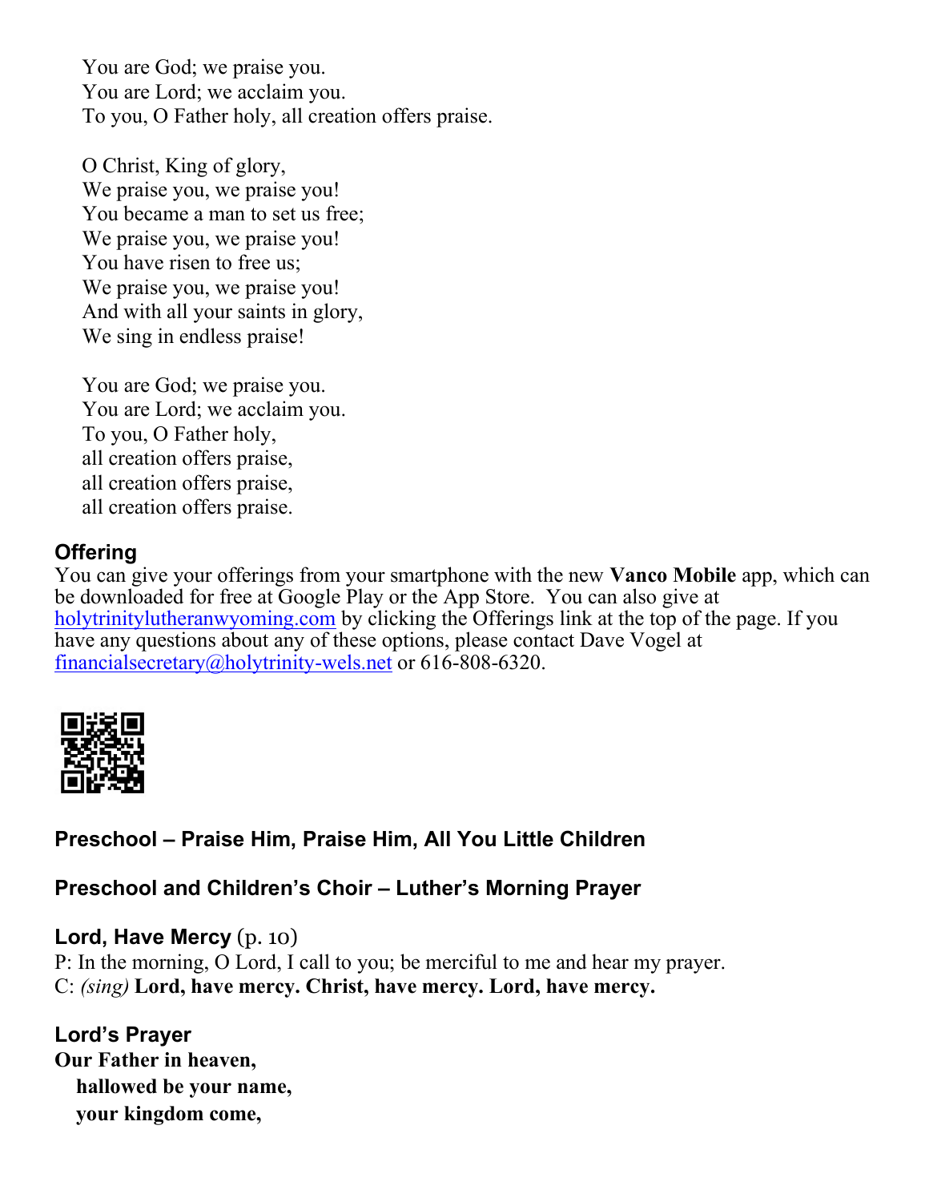You are God; we praise you.
You are Lord; we acclaim you.
To you, O Father holy, all creation offers praise.

O Christ, King of glory,
We praise you, we praise you!
You became a man to set us free;
We praise you, we praise you!
You have risen to free us;
We praise you, we praise you!
And with all your saints in glory,
We sing in endless praise!

You are God; we praise you.
You are Lord; we acclaim you.
To you, O Father holy,
all creation offers praise,
all creation offers praise,
all creation offers praise.

### Offering

You can give your offerings from your smartphone with the new **Vanco Mobile** app, which can be downloaded for free at Google Play or the App Store. You can also give at holytrinitylutheranwyoming.com by clicking the Offerings link at the top of the page. If you have any questions about any of these options, please contact Dave Vogel at financialsecretary@holytrinity-wels.net or 616-808-6320.

### Preschool – Praise Him, Praise Him, All You Little Children

### Preschool and Children's Choir – Luther's Morning Prayer

### Lord, Have Mercy (p. 10)

P: In the morning, O Lord, I call to you; be merciful to me and hear my prayer.
C: *(sing)* **Lord, have mercy. Christ, have mercy. Lord, have mercy.**

### Lord's Prayer

**Our Father in heaven,**
**hallowed be your name,**
**your kingdom come,**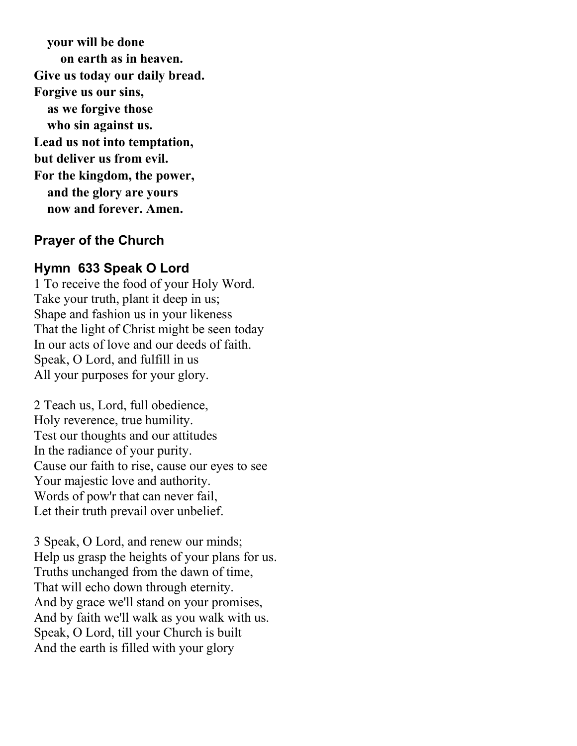**your will be done**
**on earth as in heaven.**
**Give us today our daily bread.**
**Forgive us our sins,**
**as we forgive those**
**who sin against us.**
**Lead us not into temptation,**
**but deliver us from evil.**
**For the kingdom, the power,**
**and the glory are yours**
**now and forever. Amen.**

### Prayer of the Church

### Hymn 633 Speak O Lord

1 To receive the food of your Holy Word.
Take your truth, plant it deep in us;
Shape and fashion us in your likeness
That the light of Christ might be seen today
In our acts of love and our deeds of faith.
Speak, O Lord, and fulfill in us
All your purposes for your glory.

2 Teach us, Lord, full obedience,
Holy reverence, true humility.
Test our thoughts and our attitudes
In the radiance of your purity.
Cause our faith to rise, cause our eyes to see
Your majestic love and authority.
Words of pow'r that can never fail,
Let their truth prevail over unbelief.

3 Speak, O Lord, and renew our minds;
Help us grasp the heights of your plans for us.
Truths unchanged from the dawn of time,
That will echo down through eternity.
And by grace we'll stand on your promises,
And by faith we'll walk as you walk with us.
Speak, O Lord, till your Church is built
And the earth is filled with your glory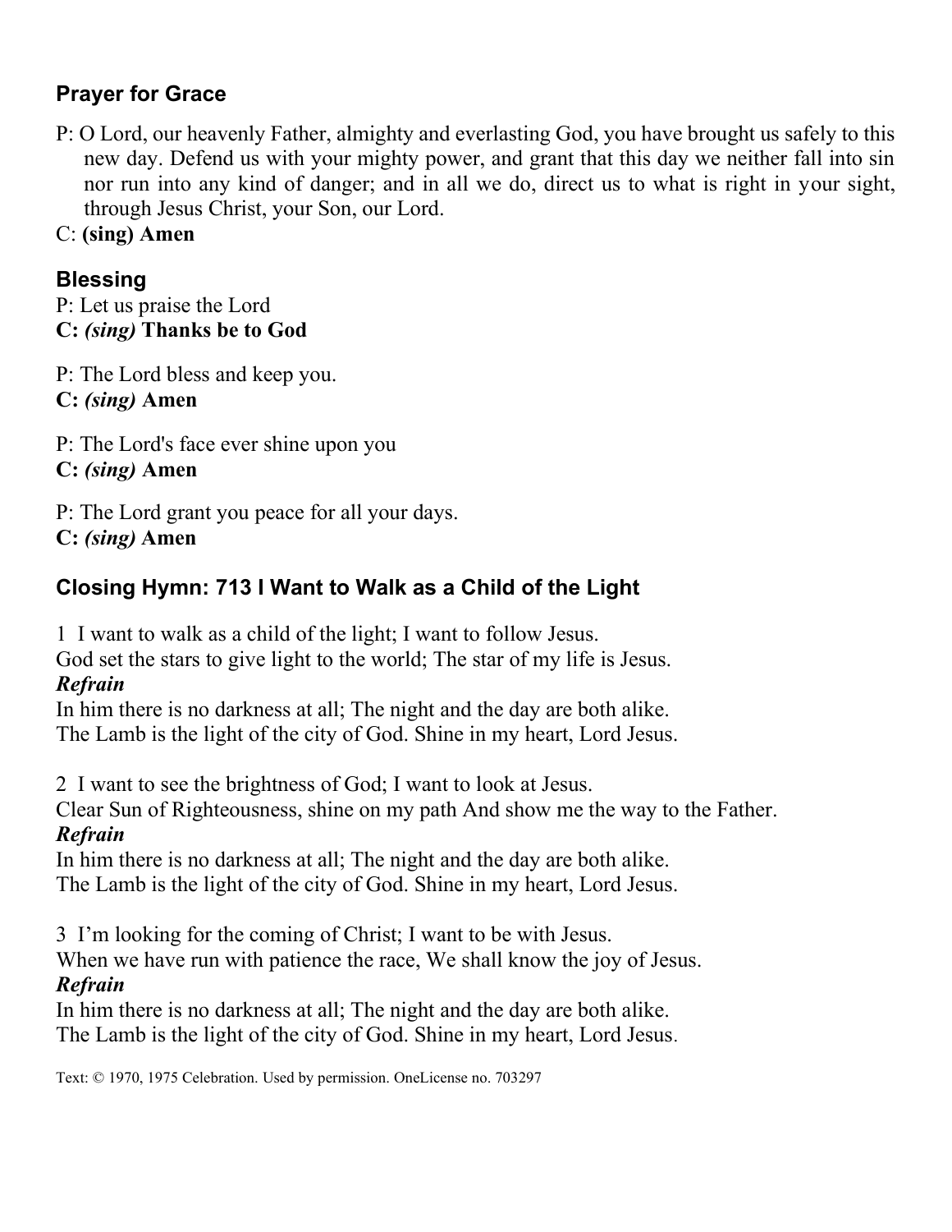## Prayer for Grace

P: O Lord, our heavenly Father, almighty and everlasting God, you have brought us safely to this new day. Defend us with your mighty power, and grant that this day we neither fall into sin nor run into any kind of danger; and in all we do, direct us to what is right in your sight, through Jesus Christ, your Son, our Lord.

C: **(sing) Amen**

## Blessing

P: Let us praise the Lord
**C: *(sing)* Thanks be to God**

P: The Lord bless and keep you.
**C: *(sing)* Amen**

P: The Lord's face ever shine upon you
**C: *(sing)* Amen**

P: The Lord grant you peace for all your days.
**C: *(sing)* Amen**

## Closing Hymn: 713 I Want to Walk as a Child of the Light

1 I want to walk as a child of the light; I want to follow Jesus.
God set the stars to give light to the world; The star of my life is Jesus.
***Refrain***
In him there is no darkness at all; The night and the day are both alike.
The Lamb is the light of the city of God. Shine in my heart, Lord Jesus.

2 I want to see the brightness of God; I want to look at Jesus.
Clear Sun of Righteousness, shine on my path And show me the way to the Father.
***Refrain***
In him there is no darkness at all; The night and the day are both alike.
The Lamb is the light of the city of God. Shine in my heart, Lord Jesus.

3 I'm looking for the coming of Christ; I want to be with Jesus.
When we have run with patience the race, We shall know the joy of Jesus.
***Refrain***
In him there is no darkness at all; The night and the day are both alike.
The Lamb is the light of the city of God. Shine in my heart, Lord Jesus.

Text: © 1970, 1975 Celebration. Used by permission. OneLicense no. 703297